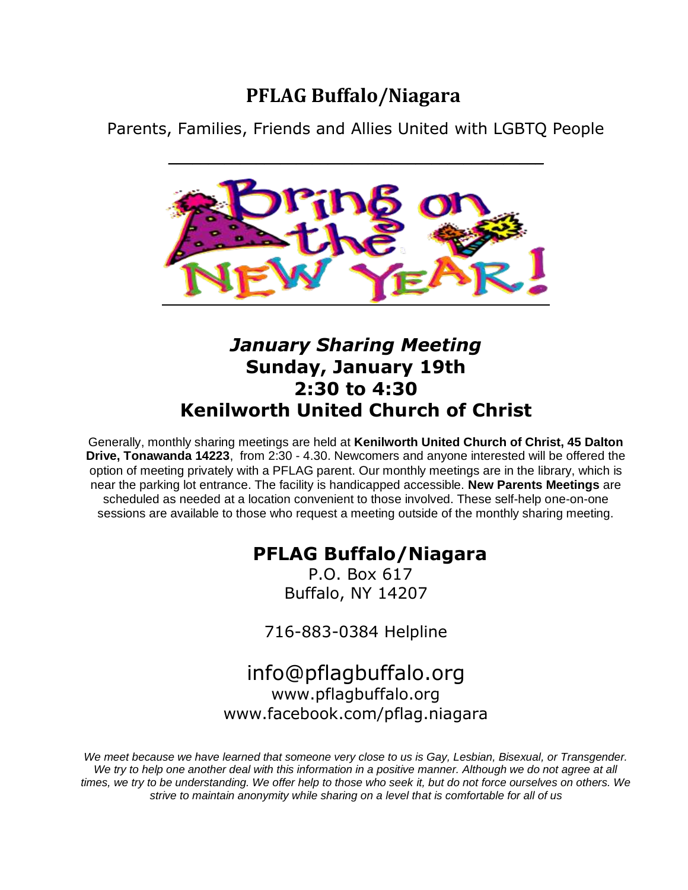# PFLAG Buffalo/Niagara

Parents, Families, Friends and Allies United with LGBTQ People

Bring on the NEW YEAR!

## *January Sharing Meeting*
## Sunday, January 19th
## 2:30 to 4:30
## Kenilworth United Church of Christ

Generally, monthly sharing meetings are held at **Kenilworth United Church of Christ, 45 Dalton Drive, Tonawanda 14223**, from 2:30 - 4.30. Newcomers and anyone interested will be offered the option of meeting privately with a PFLAG parent. Our monthly meetings are in the library, which is near the parking lot entrance. The facility is handicapped accessible. **New Parents Meetings** are scheduled as needed at a location convenient to those involved. These self-help one-on-one sessions are available to those who request a meeting outside of the monthly sharing meeting.

## PFLAG Buffalo/Niagara

P.O. Box 617
Buffalo, NY 14207

716-883-0384 Helpline

info@pflagbuffalo.org
www.pflagbuffalo.org
www.facebook.com/pflag.niagara

*We meet because we have learned that someone very close to us is Gay, Lesbian, Bisexual, or Transgender. We try to help one another deal with this information in a positive manner. Although we do not agree at all times, we try to be understanding. We offer help to those who seek it, but do not force ourselves on others. We strive to maintain anonymity while sharing on a level that is comfortable for all of us*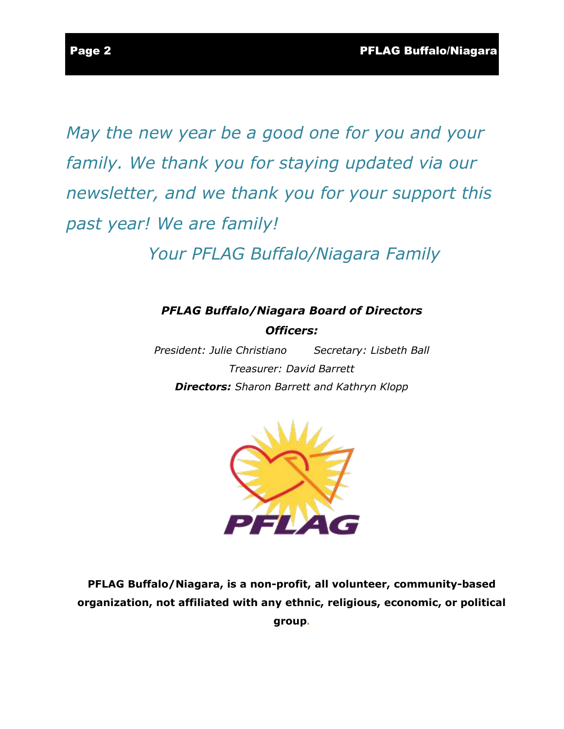*May the new year be a good one for you and your family. We thank you for staying updated via our newsletter, and we thank you for your support this past year! We are family!*

*Your PFLAG Buffalo/Niagara Family*

***PFLAG Buffalo/Niagara Board of Directors***

***Officers:***

*President: Julie Christiano*  *Secretary: Lisbeth Ball*

*Treasurer: David Barrett*

***Directors:*** *Sharon Barrett and Kathryn Klopp*

PFLAG

**PFLAG Buffalo/Niagara, is a non-profit, all volunteer, community-based organization, not affiliated with any ethnic, religious, economic, or political group.**